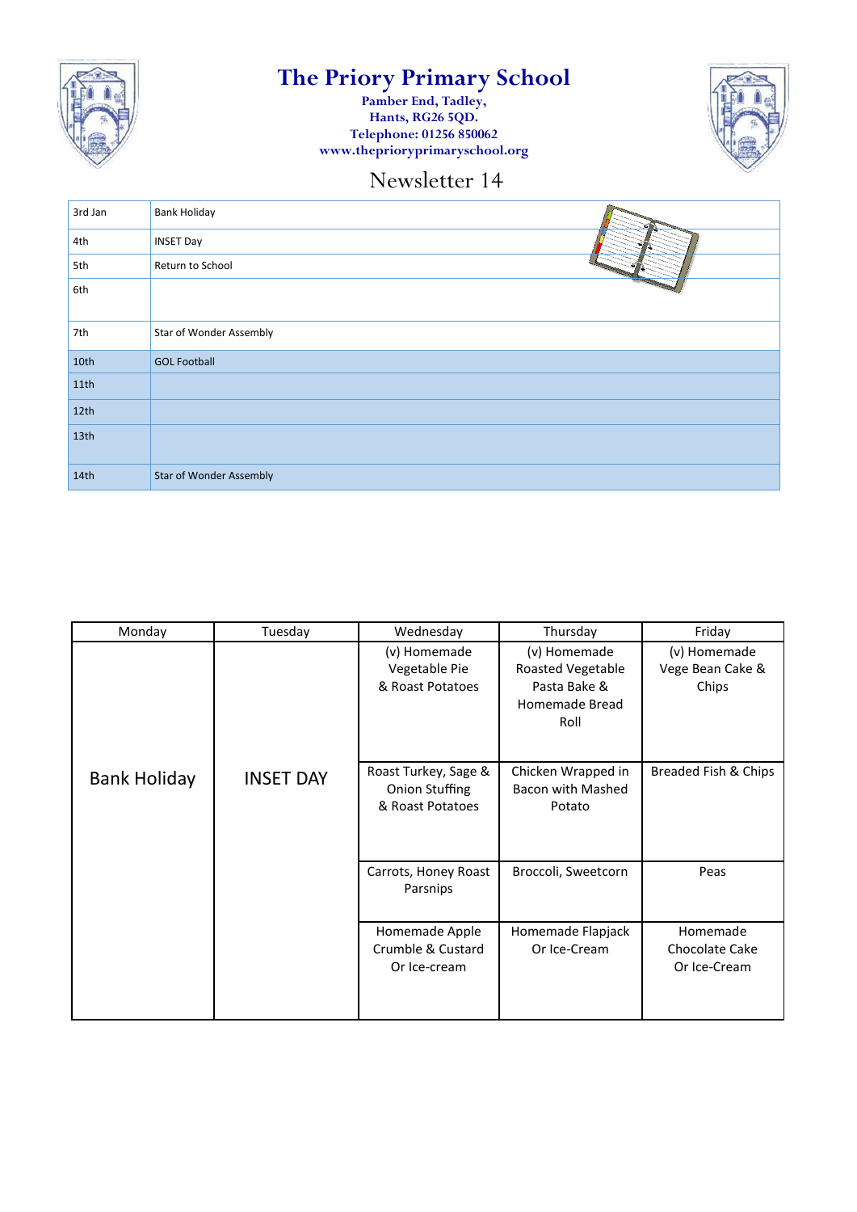# The Priory Primary School

**Pamber End, Tadley,**
**Hants, RG26 5QD.**
**Telephone: 01256 850062**
**www.theprioryprimaryschool.org**

## Newsletter 14

| | |
|---|---|
| 3rd Jan | Bank Holiday |
| 4th | INSET Day |
| 5th | Return to School |
| 6th | |
| 7th | Star of Wonder Assembly |
| 10th | GOL Football |
| 11th | |
| 12th | |
| 13th | |
| 14th | Star of Wonder Assembly |

| Monday | Tuesday | Wednesday | Thursday | Friday |
|---|---|---|---|---|
| Bank Holiday | INSET DAY | (v) Homemade Vegetable Pie & Roast Potatoes | (v) Homemade Roasted Vegetable Pasta Bake & Homemade Bread Roll | (v) Homemade Vege Bean Cake & Chips |
| | | Roast Turkey, Sage & Onion Stuffing & Roast Potatoes | Chicken Wrapped in Bacon with Mashed Potato | Breaded Fish & Chips |
| | | Carrots, Honey Roast Parsnips | Broccoli, Sweetcorn | Peas |
| | | Homemade Apple Crumble & Custard Or Ice-cream | Homemade Flapjack Or Ice-Cream | Homemade Chocolate Cake Or Ice-Cream |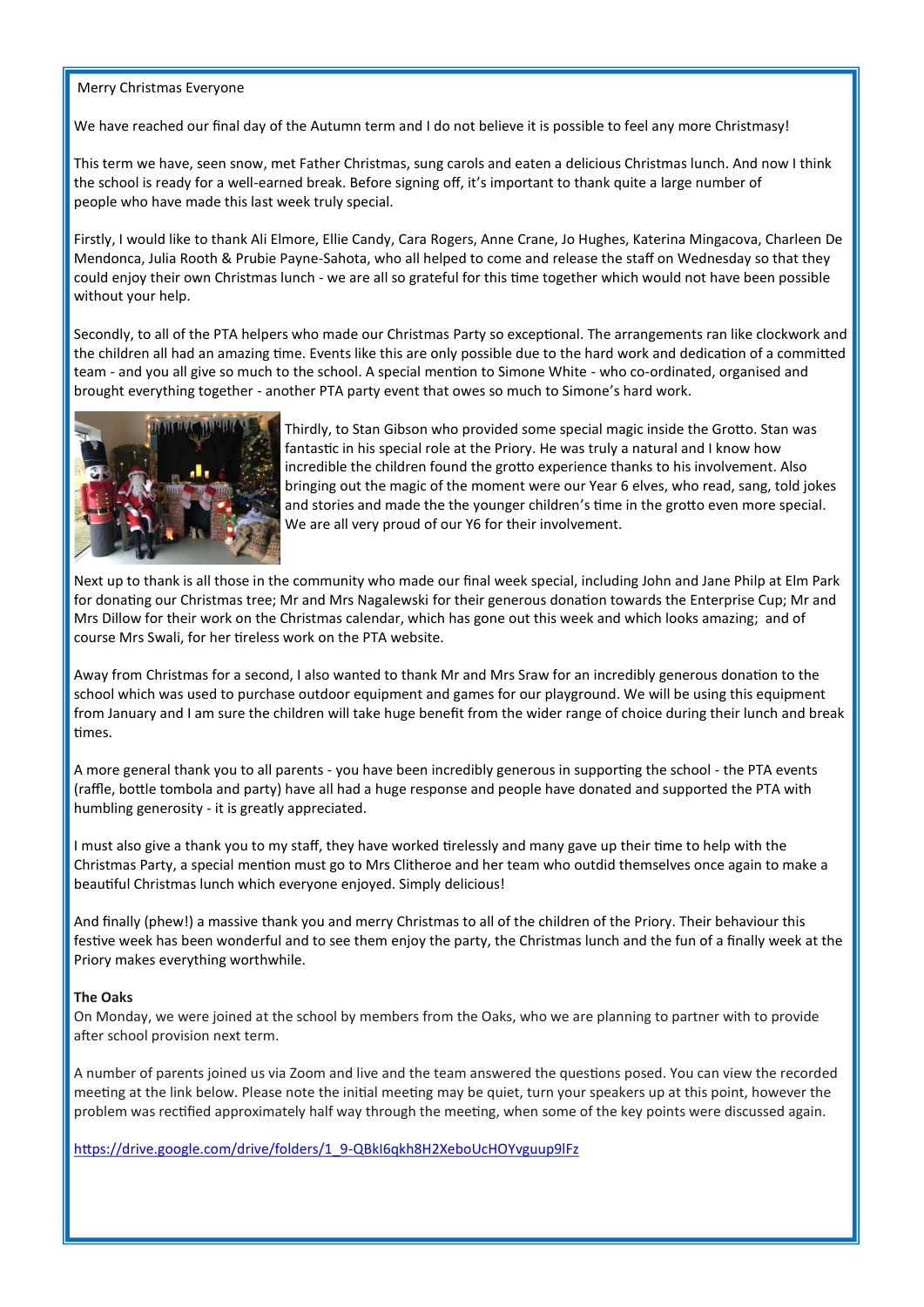Merry Christmas Everyone

We have reached our final day of the Autumn term and I do not believe it is possible to feel any more Christmasy!

This term we have, seen snow, met Father Christmas, sung carols and eaten a delicious Christmas lunch. And now I think the school is ready for a well-earned break. Before signing off, it's important to thank quite a large number of people who have made this last week truly special.

Firstly, I would like to thank Ali Elmore, Ellie Candy, Cara Rogers, Anne Crane, Jo Hughes, Katerina Mingacova, Charleen De Mendonca, Julia Rooth & Prubie Payne-Sahota, who all helped to come and release the staff on Wednesday so that they could enjoy their own Christmas lunch - we are all so grateful for this time together which would not have been possible without your help.

Secondly, to all of the PTA helpers who made our Christmas Party so exceptional. The arrangements ran like clockwork and the children all had an amazing time. Events like this are only possible due to the hard work and dedication of a committed team - and you all give so much to the school. A special mention to Simone White - who co-ordinated, organised and brought everything together - another PTA party event that owes so much to Simone's hard work.

Thirdly, to Stan Gibson who provided some special magic inside the Grotto. Stan was fantastic in his special role at the Priory. He was truly a natural and I know how incredible the children found the grotto experience thanks to his involvement. Also bringing out the magic of the moment were our Year 6 elves, who read, sang, told jokes and stories and made the the younger children's time in the grotto even more special. We are all very proud of our Y6 for their involvement.

Next up to thank is all those in the community who made our final week special, including John and Jane Philp at Elm Park for donating our Christmas tree; Mr and Mrs Nagalewski for their generous donation towards the Enterprise Cup; Mr and Mrs Dillow for their work on the Christmas calendar, which has gone out this week and which looks amazing; and of course Mrs Swali, for her tireless work on the PTA website.

Away from Christmas for a second, I also wanted to thank Mr and Mrs Sraw for an incredibly generous donation to the school which was used to purchase outdoor equipment and games for our playground. We will be using this equipment from January and I am sure the children will take huge benefit from the wider range of choice during their lunch and break times.

A more general thank you to all parents - you have been incredibly generous in supporting the school - the PTA events (raffle, bottle tombola and party) have all had a huge response and people have donated and supported the PTA with humbling generosity - it is greatly appreciated.

I must also give a thank you to my staff, they have worked tirelessly and many gave up their time to help with the Christmas Party, a special mention must go to Mrs Clitheroe and her team who outdid themselves once again to make a beautiful Christmas lunch which everyone enjoyed. Simply delicious!

And finally (phew!) a massive thank you and merry Christmas to all of the children of the Priory. Their behaviour this festive week has been wonderful and to see them enjoy the party, the Christmas lunch and the fun of a finally week at the Priory makes everything worthwhile.

**The Oaks**

On Monday, we were joined at the school by members from the Oaks, who we are planning to partner with to provide after school provision next term.

A number of parents joined us via Zoom and live and the team answered the questions posed. You can view the recorded meeting at the link below. Please note the initial meeting may be quiet, turn your speakers up at this point, however the problem was rectified approximately half way through the meeting, when some of the key points were discussed again.

https://drive.google.com/drive/folders/1_9-QBkI6qkh8H2XeboUcHOYvguup9lFz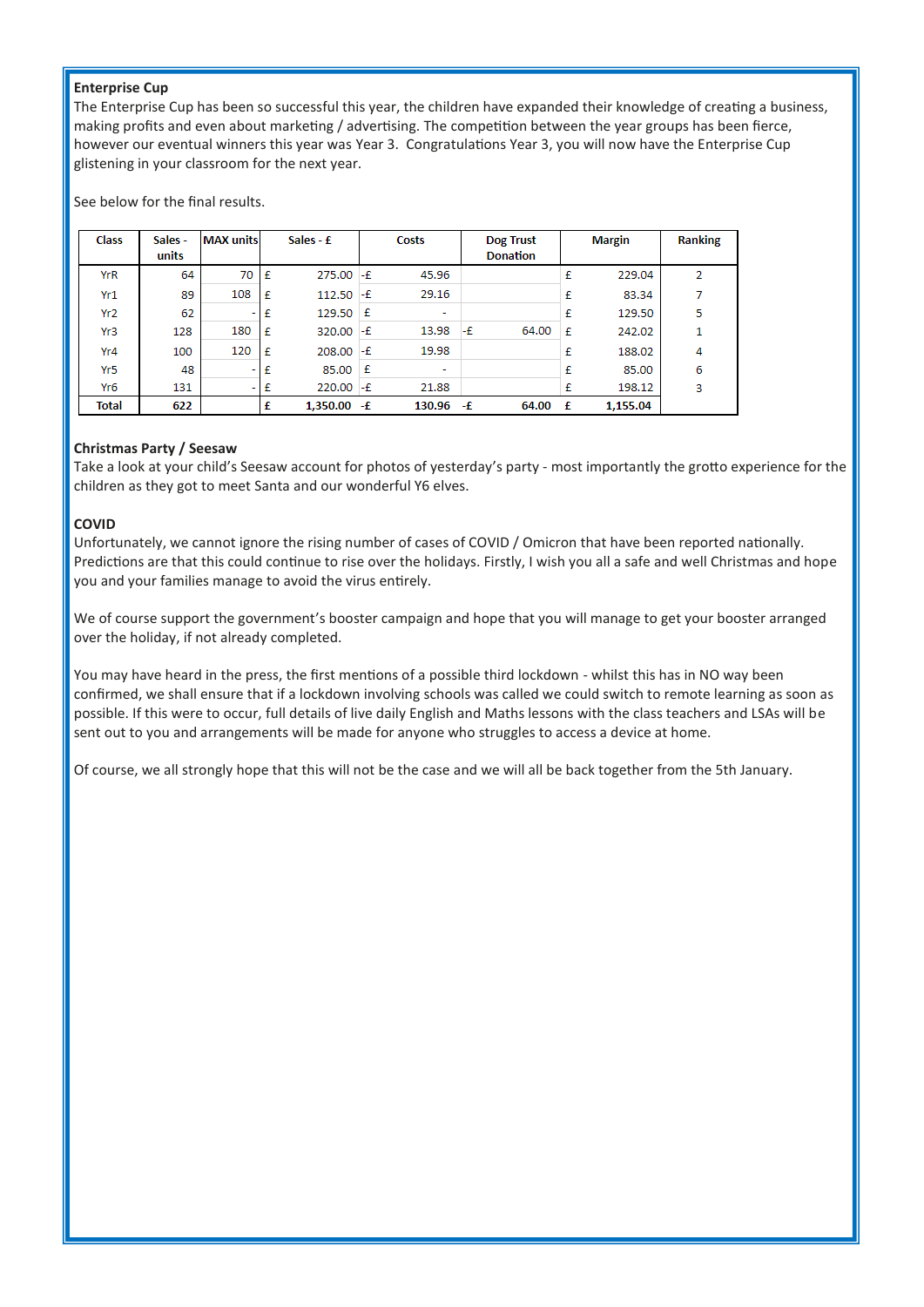**Enterprise Cup**

The Enterprise Cup has been so successful this year, the children have expanded their knowledge of creating a business, making profits and even about marketing / advertising. The competition between the year groups has been fierce, however our eventual winners this year was Year 3. Congratulations Year 3, you will now have the Enterprise Cup glistening in your classroom for the next year.

See below for the final results.

| Class | Sales - units | MAX units | Sales - £ | Costs | Dog Trust Donation | Margin | Ranking |
|---|---|---|---|---|---|---|---|
| YrR | 64 | 70 | £ 275.00 | -£ 45.96 | | £ 229.04 | 2 |
| Yr1 | 89 | 108 | £ 112.50 | -£ 29.16 | | £ 83.34 | 7 |
| Yr2 | 62 | - | £ 129.50 | £ - | | £ 129.50 | 5 |
| Yr3 | 128 | 180 | £ 320.00 | -£ 13.98 | -£ 64.00 | £ 242.02 | 1 |
| Yr4 | 100 | 120 | £ 208.00 | -£ 19.98 | | £ 188.02 | 4 |
| Yr5 | 48 | - | £ 85.00 | £ - | | £ 85.00 | 6 |
| Yr6 | 131 | - | £ 220.00 | -£ 21.88 | | £ 198.12 | 3 |
| **Total** | **622** | | **£ 1,350.00** | **-£ 130.96** | **-£ 64.00** | **£ 1,155.04** | |

**Christmas Party / Seesaw**

Take a look at your child's Seesaw account for photos of yesterday's party - most importantly the grotto experience for the children as they got to meet Santa and our wonderful Y6 elves.

**COVID**

Unfortunately, we cannot ignore the rising number of cases of COVID / Omicron that have been reported nationally. Predictions are that this could continue to rise over the holidays. Firstly, I wish you all a safe and well Christmas and hope you and your families manage to avoid the virus entirely.

We of course support the government's booster campaign and hope that you will manage to get your booster arranged over the holiday, if not already completed.

You may have heard in the press, the first mentions of a possible third lockdown - whilst this has in NO way been confirmed, we shall ensure that if a lockdown involving schools was called we could switch to remote learning as soon as possible. If this were to occur, full details of live daily English and Maths lessons with the class teachers and LSAs will be sent out to you and arrangements will be made for anyone who struggles to access a device at home.

Of course, we all strongly hope that this will not be the case and we will all be back together from the 5th January.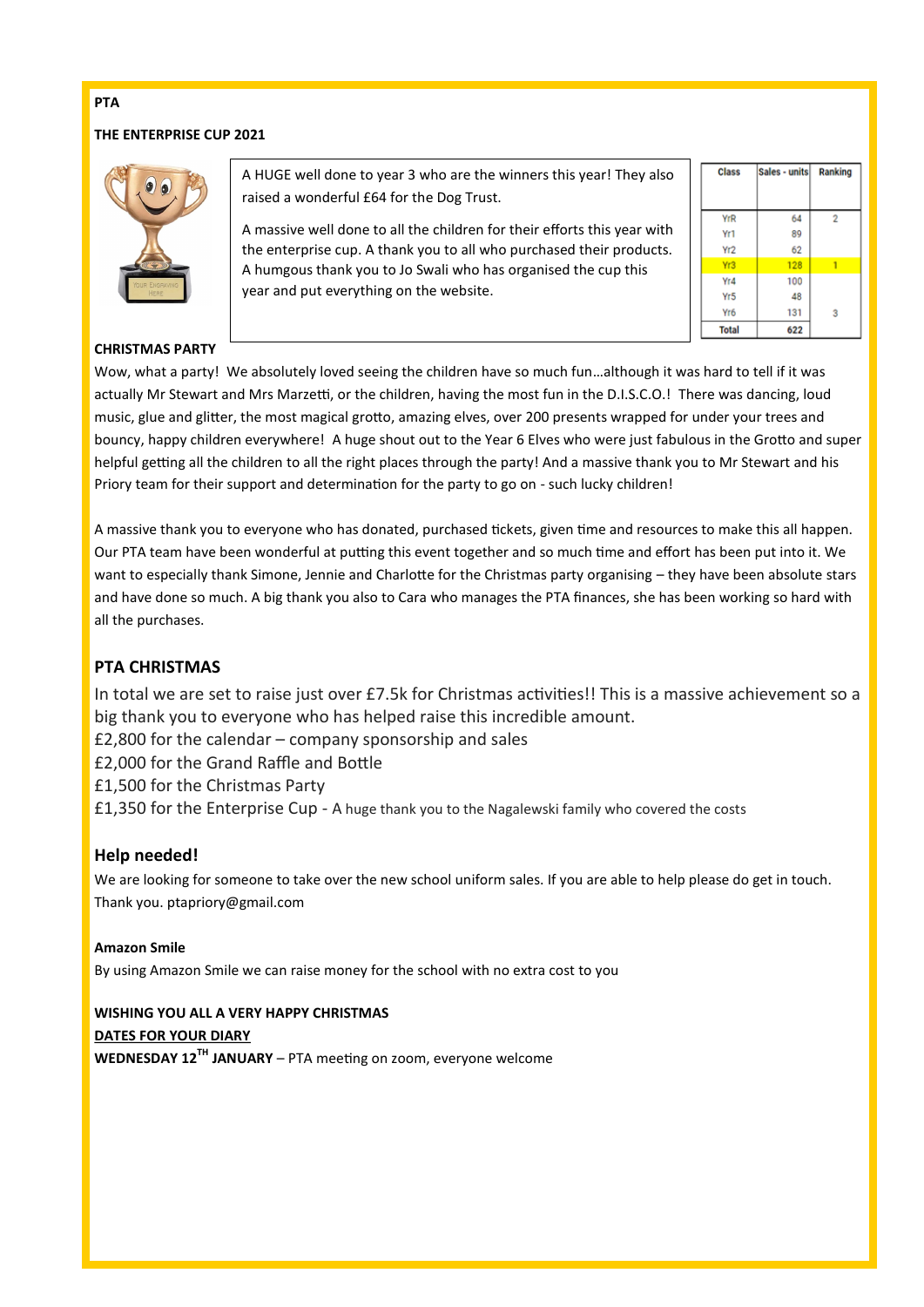**PTA**

**THE ENTERPRISE CUP 2021**

A HUGE well done to year 3 who are the winners this year! They also raised a wonderful £64 for the Dog Trust.

A massive well done to all the children for their efforts this year with the enterprise cup. A thank you to all who purchased their products. A humgous thank you to Jo Swali who has organised the cup this year and put everything on the website.

| Class | Sales - units | Ranking |
|---|---|---|
| YrR | 64 | 2 |
| Yr1 | 89 | |
| Yr2 | 62 | |
| Yr3 | 128 | 1 |
| Yr4 | 100 | |
| Yr5 | 48 | |
| Yr6 | 131 | 3 |
| Total | 622 | |

**CHRISTMAS PARTY**

Wow, what a party! We absolutely loved seeing the children have so much fun…although it was hard to tell if it was actually Mr Stewart and Mrs Marzetti, or the children, having the most fun in the D.I.S.C.O.! There was dancing, loud music, glue and glitter, the most magical grotto, amazing elves, over 200 presents wrapped for under your trees and bouncy, happy children everywhere! A huge shout out to the Year 6 Elves who were just fabulous in the Grotto and super helpful getting all the children to all the right places through the party! And a massive thank you to Mr Stewart and his Priory team for their support and determination for the party to go on - such lucky children!

A massive thank you to everyone who has donated, purchased tickets, given time and resources to make this all happen. Our PTA team have been wonderful at putting this event together and so much time and effort has been put into it. We want to especially thank Simone, Jennie and Charlotte for the Christmas party organising – they have been absolute stars and have done so much. A big thank you also to Cara who manages the PTA finances, she has been working so hard with all the purchases.

## PTA CHRISTMAS

In total we are set to raise just over £7.5k for Christmas activities!! This is a massive achievement so a big thank you to everyone who has helped raise this incredible amount.
£2,800 for the calendar – company sponsorship and sales
£2,000 for the Grand Raffle and Bottle
£1,500 for the Christmas Party
£1,350 for the Enterprise Cup - A huge thank you to the Nagalewski family who covered the costs

## Help needed!

We are looking for someone to take over the new school uniform sales. If you are able to help please do get in touch. Thank you. ptapriory@gmail.com

**Amazon Smile**

By using Amazon Smile we can raise money for the school with no extra cost to you

**WISHING YOU ALL A VERY HAPPY CHRISTMAS**

**DATES FOR YOUR DIARY**

**WEDNESDAY 12TH JANUARY** – PTA meeting on zoom, everyone welcome